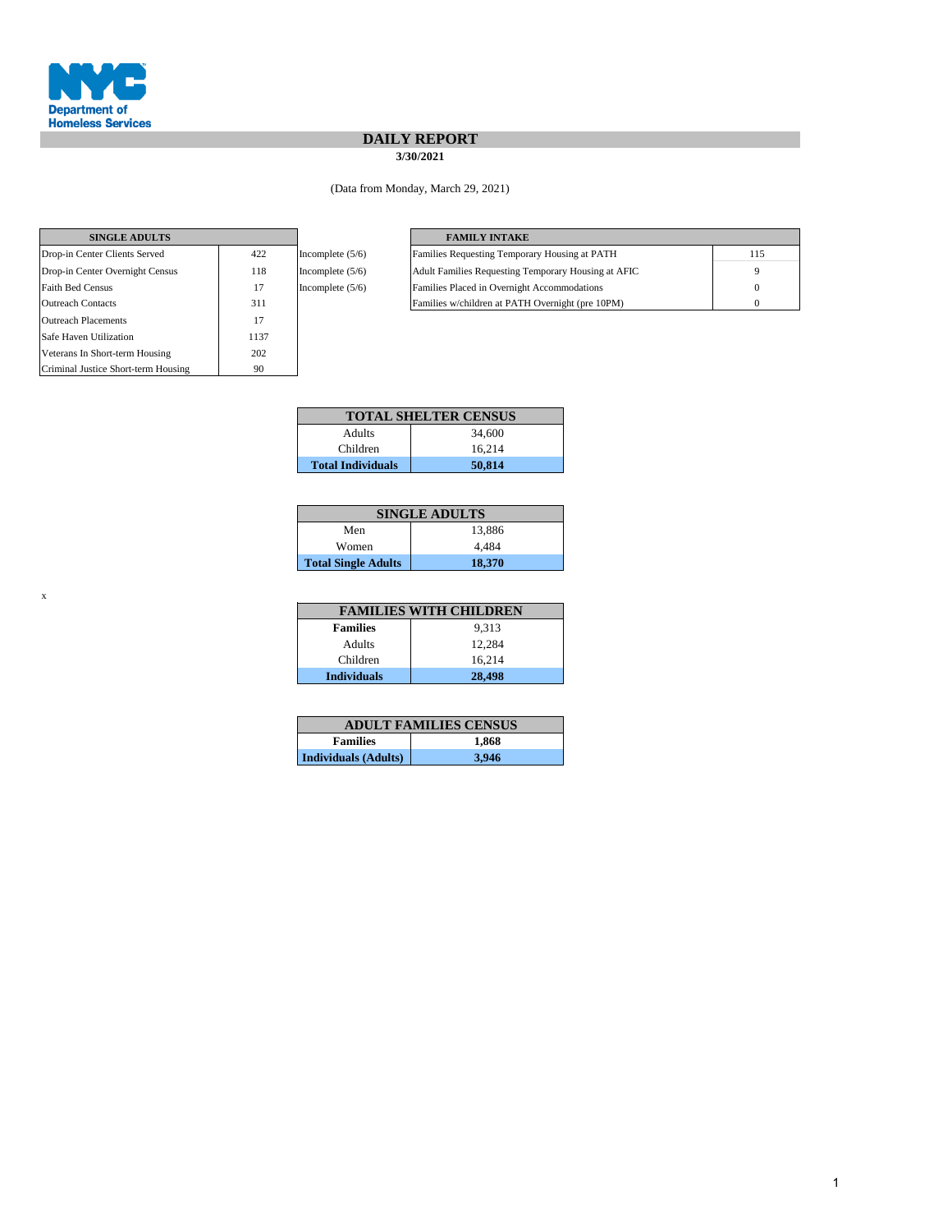NYC Department of Homeless Services

# DAILY REPORT

**3/30/2021**

(Data from Monday, March 29, 2021)

| SINGLE ADULTS | | |
|---|---|---|
| Drop-in Center Clients Served | 422 | Incomplete (5/6) |
| Drop-in Center Overnight Census | 118 | Incomplete (5/6) |
| Faith Bed Census | 17 | Incomplete (5/6) |
| Outreach Contacts | 311 | |
| Outreach Placements | 17 | |
| Safe Haven Utilization | 1137 | |
| Veterans In Short-term Housing | 202 | |
| Criminal Justice Short-term Housing | 90 | |

| FAMILY INTAKE | |
|---|---|
| Families Requesting Temporary Housing at PATH | 115 |
| Adult Families Requesting Temporary Housing at AFIC | 9 |
| Families Placed in Overnight Accommodations | 0 |
| Families w/children at PATH Overnight (pre 10PM) | 0 |

| TOTAL SHELTER CENSUS | |
|---|---|
| Adults | 34,600 |
| Children | 16,214 |
| **Total Individuals** | **50,814** |

| SINGLE ADULTS | |
|---|---|
| Men | 13,886 |
| Women | 4,484 |
| **Total Single Adults** | **18,370** |

x

| FAMILIES WITH CHILDREN | |
|---|---|
| **Families** | 9,313 |
| Adults | 12,284 |
| Children | 16,214 |
| **Individuals** | **28,498** |

| ADULT FAMILIES CENSUS | |
|---|---|
| **Families** | **1,868** |
| **Individuals (Adults)** | **3,946** |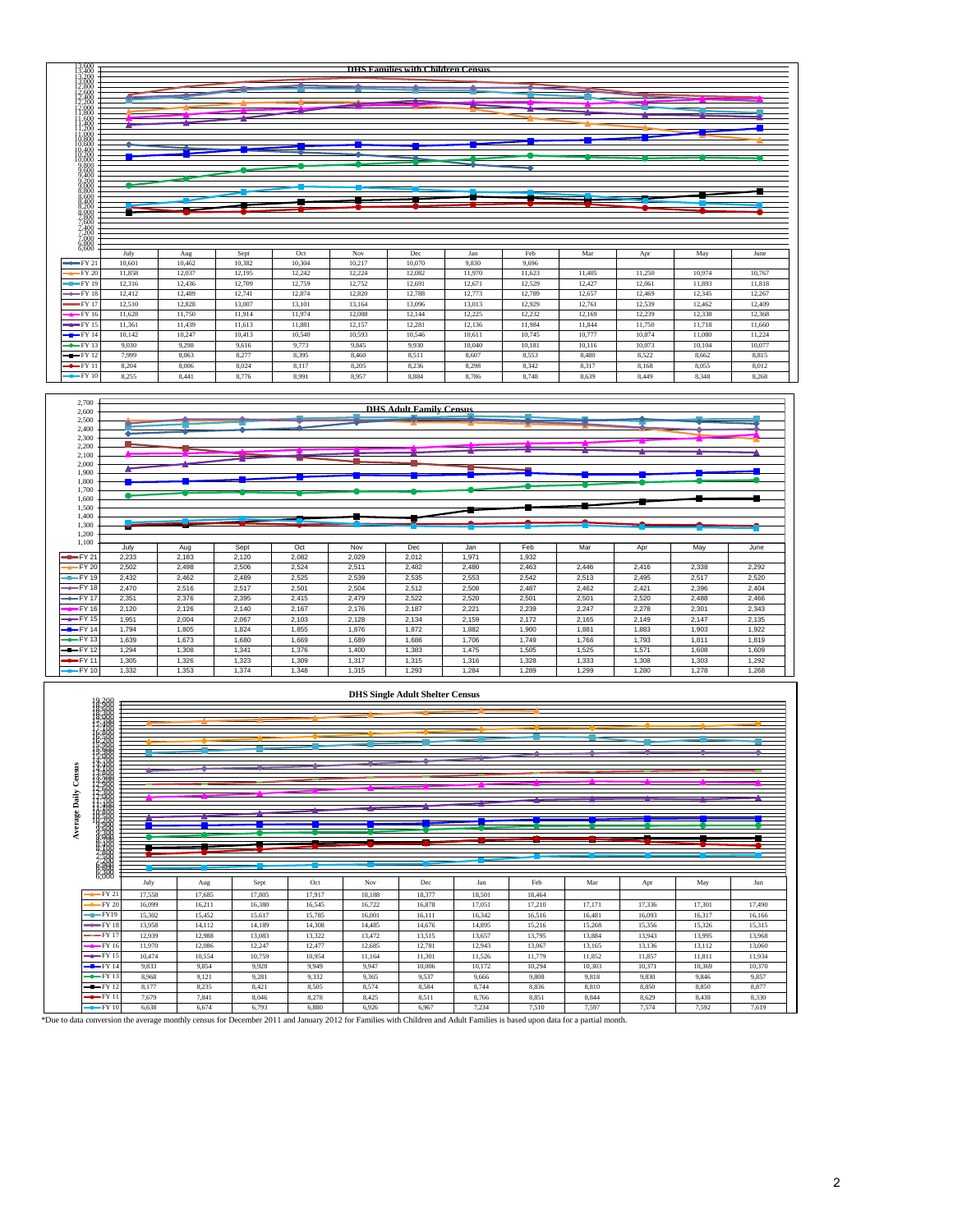**DHS Families with Children Census**

| | July | Aug | Sept | Oct | Nov | Dec | Jan | Feb | Mar | Apr | May | June |
|---|---|---|---|---|---|---|---|---|---|---|---|---|
| FY 21 | 10,601 | 10,462 | 10,382 | 10,304 | 10,217 | 10,070 | 9,830 | 9,696 | | | | |
| FY 20 | 11,858 | 12,037 | 12,195 | 12,242 | 12,224 | 12,082 | 11,970 | 11,623 | 11,405 | 11,250 | 10,974 | 10,767 |
| FY 19 | 12,316 | 12,436 | 12,709 | 12,759 | 12,752 | 12,691 | 12,671 | 12,529 | 12,427 | 12,061 | 11,893 | 11,818 |
| FY 18 | 12,412 | 12,489 | 12,741 | 12,874 | 12,820 | 12,788 | 12,773 | 12,789 | 12,657 | 12,469 | 12,345 | 12,267 |
| FY 17 | 12,510 | 12,828 | 13,007 | 13,101 | 13,164 | 13,096 | 13,013 | 12,929 | 12,761 | 12,539 | 12,462 | 12,409 |
| FY 16 | 11,628 | 11,750 | 11,914 | 11,974 | 12,088 | 12,144 | 12,225 | 12,232 | 12,169 | 12,239 | 12,338 | 12,368 |
| FY 15 | 11,361 | 11,439 | 11,613 | 11,881 | 12,157 | 12,281 | 12,136 | 11,984 | 11,844 | 11,750 | 11,718 | 11,660 |
| FY 14 | 10,142 | 10,247 | 10,413 | 10,540 | 10,593 | 10,546 | 10,611 | 10,745 | 10,777 | 10,874 | 11,080 | 11,224 |
| FY 13 | 9,030 | 9,298 | 9,616 | 9,773 | 9,845 | 9,930 | 10,040 | 10,181 | 10,116 | 10,073 | 10,104 | 10,077 |
| FY 12 | 7,999 | 8,063 | 8,277 | 8,395 | 8,460 | 8,511 | 8,607 | 8,553 | 8,480 | 8,522 | 8,662 | 8,815 |
| FY 11 | 8,204 | 8,006 | 8,024 | 8,117 | 8,205 | 8,236 | 8,298 | 8,342 | 8,317 | 8,168 | 8,055 | 8,012 |
| FY 10 | 8,255 | 8,441 | 8,776 | 8,991 | 8,957 | 8,884 | 8,786 | 8,748 | 8,639 | 8,449 | 8,348 | 8,268 |

**DHS Adult Family Census**

| | July | Aug | Sept | Oct | Nov | Dec | Jan | Feb | Mar | Apr | May | June |
|---|---|---|---|---|---|---|---|---|---|---|---|---|
| FY 21 | 2,233 | 2,183 | 2,120 | 2,082 | 2,029 | 2,012 | 1,971 | 1,932 | | | | |
| FY 20 | 2,502 | 2,498 | 2,506 | 2,524 | 2,511 | 2,482 | 2,480 | 2,463 | 2,446 | 2,416 | 2,338 | 2,292 |
| FY 19 | 2,432 | 2,462 | 2,489 | 2,525 | 2,539 | 2,535 | 2,553 | 2,542 | 2,513 | 2,495 | 2,517 | 2,520 |
| FY 18 | 2,470 | 2,516 | 2,517 | 2,501 | 2,504 | 2,512 | 2,508 | 2,487 | 2,462 | 2,421 | 2,396 | 2,404 |
| FY 17 | 2,351 | 2,376 | 2,395 | 2,415 | 2,479 | 2,522 | 2,520 | 2,501 | 2,501 | 2,520 | 2,488 | 2,466 |
| FY 16 | 2,120 | 2,126 | 2,140 | 2,167 | 2,176 | 2,187 | 2,221 | 2,239 | 2,247 | 2,278 | 2,301 | 2,343 |
| FY 15 | 1,951 | 2,004 | 2,067 | 2,103 | 2,128 | 2,134 | 2,159 | 2,172 | 2,165 | 2,149 | 2,147 | 2,135 |
| FY 14 | 1,794 | 1,805 | 1,824 | 1,855 | 1,876 | 1,872 | 1,882 | 1,900 | 1,881 | 1,883 | 1,903 | 1,922 |
| FY 13 | 1,639 | 1,673 | 1,680 | 1,669 | 1,689 | 1,686 | 1,706 | 1,749 | 1,766 | 1,793 | 1,811 | 1,819 |
| FY 12 | 1,294 | 1,308 | 1,341 | 1,376 | 1,400 | 1,383 | 1,475 | 1,505 | 1,525 | 1,571 | 1,608 | 1,609 |
| FY 11 | 1,305 | 1,326 | 1,323 | 1,309 | 1,317 | 1,315 | 1,316 | 1,328 | 1,333 | 1,308 | 1,303 | 1,292 |
| FY 10 | 1,332 | 1,353 | 1,374 | 1,348 | 1,315 | 1,293 | 1,284 | 1,289 | 1,299 | 1,280 | 1,278 | 1,268 |

**DHS Single Adult Shelter Census**

Average Daily Census

| | July | Aug | Sept | Oct | Nov | Dec | Jan | Feb | Mar | Apr | May | Jun |
|---|---|---|---|---|---|---|---|---|---|---|---|---|
| FY 21 | 17,558 | 17,685 | 17,805 | 17,917 | 18,188 | 18,377 | 18,501 | 18,464 | | | | |
| FY 20 | 16,099 | 16,211 | 16,380 | 16,545 | 16,722 | 16,878 | 17,051 | 17,210 | 17,171 | 17,336 | 17,301 | 17,490 |
| FY19 | 15,302 | 15,452 | 15,617 | 15,785 | 16,001 | 16,111 | 16,342 | 16,516 | 16,481 | 16,093 | 16,317 | 16,166 |
| FY 18 | 13,958 | 14,112 | 14,189 | 14,308 | 14,485 | 14,676 | 14,895 | 15,216 | 15,268 | 15,356 | 15,326 | 15,315 |
| FY 17 | 12,939 | 12,988 | 13,083 | 13,322 | 13,472 | 13,515 | 13,657 | 13,795 | 13,884 | 13,943 | 13,995 | 13,968 |
| FY 16 | 11,970 | 12,086 | 12,247 | 12,477 | 12,685 | 12,781 | 12,943 | 13,067 | 13,165 | 13,136 | 13,112 | 13,060 |
| FY 15 | 10,474 | 10,554 | 10,759 | 10,954 | 11,164 | 11,301 | 11,526 | 11,779 | 11,852 | 11,857 | 11,811 | 11,934 |
| FY 14 | 9,833 | 9,854 | 9,928 | 9,949 | 9,947 | 10,006 | 10,172 | 10,294 | 10,303 | 10,371 | 10,369 | 10,370 |
| FY 13 | 8,968 | 9,121 | 9,281 | 9,332 | 9,365 | 9,537 | 9,666 | 9,808 | 9,818 | 9,830 | 9,846 | 9,857 |
| FY 12 | 8,177 | 8,235 | 8,421 | 8,505 | 8,574 | 8,584 | 8,744 | 8,836 | 8,810 | 8,850 | 8,850 | 8,877 |
| FY 11 | 7,679 | 7,841 | 8,046 | 8,278 | 8,425 | 8,511 | 8,766 | 8,851 | 8,844 | 8,629 | 8,438 | 8,330 |
| FY 10 | 6,638 | 6,674 | 6,793 | 6,880 | 6,926 | 6,967 | 7,234 | 7,510 | 7,597 | 7,574 | 7,592 | 7,619 |

*Due to data conversion the average monthly census for December 2011 and January 2012 for Families with Children and Adult Families is based upon data for a partial month.